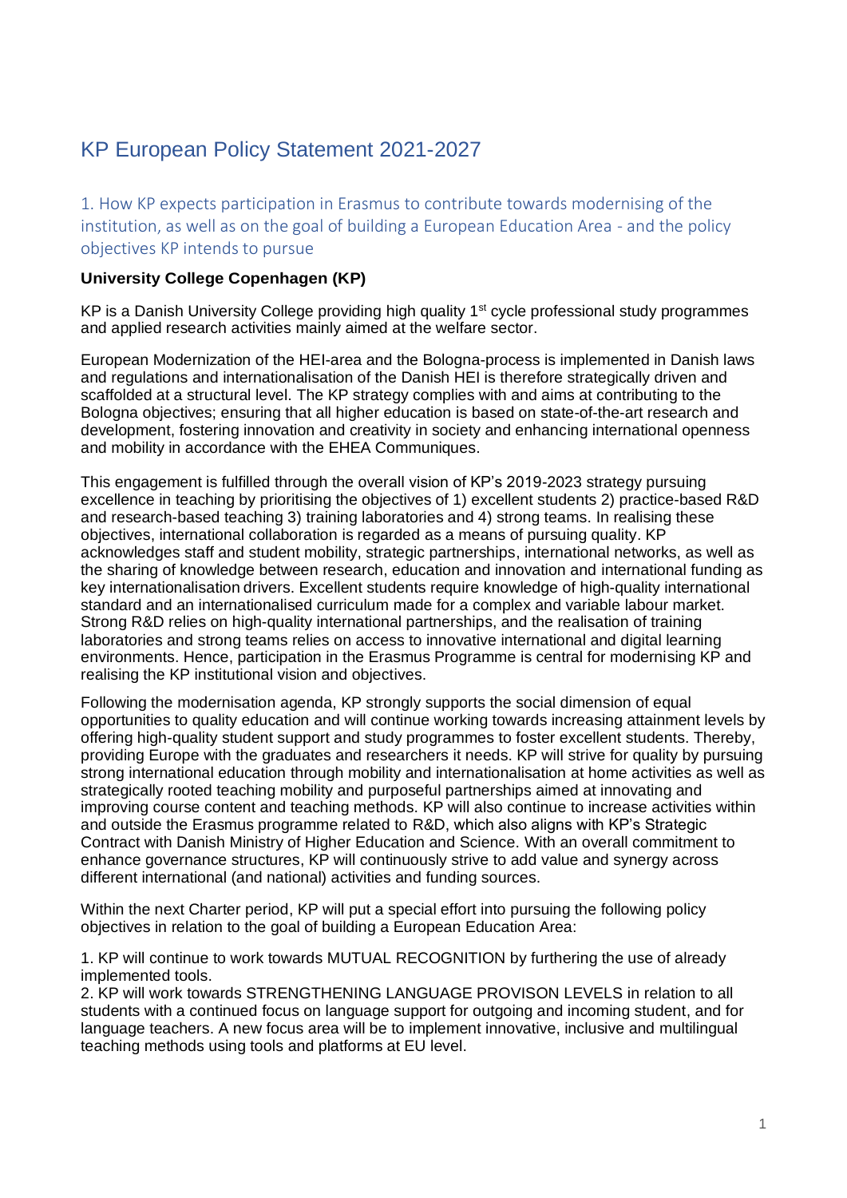# KP European Policy Statement 2021-2027

## 1. How KP expects participation in Erasmus to contribute towards modernising of the institution, as well as on the goal of building a European Education Area - and the policy objectives KP intends to pursue

**University College Copenhagen (KP)**

KP is a Danish University College providing high quality 1st cycle professional study programmes and applied research activities mainly aimed at the welfare sector.

European Modernization of the HEI-area and the Bologna-process is implemented in Danish laws and regulations and internationalisation of the Danish HEI is therefore strategically driven and scaffolded at a structural level. The KP strategy complies with and aims at contributing to the Bologna objectives; ensuring that all higher education is based on state-of-the-art research and development, fostering innovation and creativity in society and enhancing international openness and mobility in accordance with the EHEA Communiques.

This engagement is fulfilled through the overall vision of KP's 2019-2023 strategy pursuing excellence in teaching by prioritising the objectives of 1) excellent students 2) practice-based R&D and research-based teaching 3) training laboratories and 4) strong teams. In realising these objectives, international collaboration is regarded as a means of pursuing quality. KP acknowledges staff and student mobility, strategic partnerships, international networks, as well as the sharing of knowledge between research, education and innovation and international funding as key internationalisation drivers. Excellent students require knowledge of high-quality international standard and an internationalised curriculum made for a complex and variable labour market. Strong R&D relies on high-quality international partnerships, and the realisation of training laboratories and strong teams relies on access to innovative international and digital learning environments. Hence, participation in the Erasmus Programme is central for modernising KP and realising the KP institutional vision and objectives.

Following the modernisation agenda, KP strongly supports the social dimension of equal opportunities to quality education and will continue working towards increasing attainment levels by offering high-quality student support and study programmes to foster excellent students. Thereby, providing Europe with the graduates and researchers it needs. KP will strive for quality by pursuing strong international education through mobility and internationalisation at home activities as well as strategically rooted teaching mobility and purposeful partnerships aimed at innovating and improving course content and teaching methods. KP will also continue to increase activities within and outside the Erasmus programme related to R&D, which also aligns with KP's Strategic Contract with Danish Ministry of Higher Education and Science. With an overall commitment to enhance governance structures, KP will continuously strive to add value and synergy across different international (and national) activities and funding sources.

Within the next Charter period, KP will put a special effort into pursuing the following policy objectives in relation to the goal of building a European Education Area:

1. KP will continue to work towards MUTUAL RECOGNITION by furthering the use of already implemented tools.
2. KP will work towards STRENGTHENING LANGUAGE PROVISON LEVELS in relation to all students with a continued focus on language support for outgoing and incoming student, and for language teachers. A new focus area will be to implement innovative, inclusive and multilingual teaching methods using tools and platforms at EU level.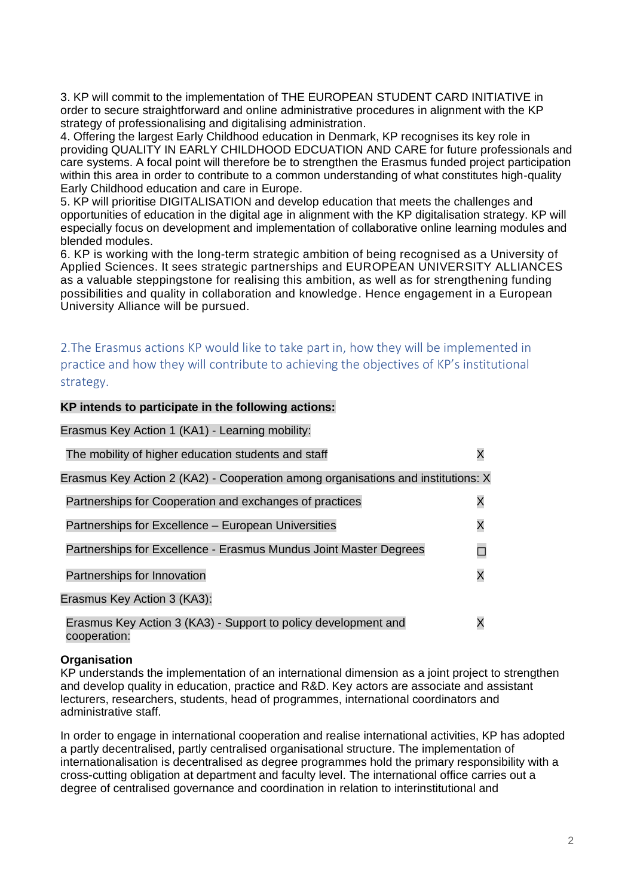3. KP will commit to the implementation of THE EUROPEAN STUDENT CARD INITIATIVE in order to secure straightforward and online administrative procedures in alignment with the KP strategy of professionalising and digitalising administration.
4. Offering the largest Early Childhood education in Denmark, KP recognises its key role in providing QUALITY IN EARLY CHILDHOOD EDCUATION AND CARE for future professionals and care systems. A focal point will therefore be to strengthen the Erasmus funded project participation within this area in order to contribute to a common understanding of what constitutes high-quality Early Childhood education and care in Europe.
5. KP will prioritise DIGITALISATION and develop education that meets the challenges and opportunities of education in the digital age in alignment with the KP digitalisation strategy. KP will especially focus on development and implementation of collaborative online learning modules and blended modules.
6. KP is working with the long-term strategic ambition of being recognised as a University of Applied Sciences. It sees strategic partnerships and EUROPEAN UNIVERSITY ALLIANCES as a valuable steppingstone for realising this ambition, as well as for strengthening funding possibilities and quality in collaboration and knowledge. Hence engagement in a European University Alliance will be pursued.

## 2.The Erasmus actions KP would like to take part in, how they will be implemented in practice and how they will contribute to achieving the objectives of KP's institutional strategy.

**KP intends to participate in the following actions:**

Erasmus Key Action 1 (KA1) - Learning mobility:

| | |
|---|---|
| The mobility of higher education students and staff | X |

Erasmus Key Action 2 (KA2) - Cooperation among organisations and institutions: X

| | |
|---|---|
| Partnerships for Cooperation and exchanges of practices | X |
| Partnerships for Excellence – European Universities | X |
| Partnerships for Excellence - Erasmus Mundus Joint Master Degrees | ☐ |
| Partnerships for Innovation | X |

Erasmus Key Action 3 (KA3):

| | |
|---|---|
| Erasmus Key Action 3 (KA3) - Support to policy development and cooperation: | X |

**Organisation**
KP understands the implementation of an international dimension as a joint project to strengthen and develop quality in education, practice and R&D. Key actors are associate and assistant lecturers, researchers, students, head of programmes, international coordinators and administrative staff.

In order to engage in international cooperation and realise international activities, KP has adopted a partly decentralised, partly centralised organisational structure. The implementation of internationalisation is decentralised as degree programmes hold the primary responsibility with a cross-cutting obligation at department and faculty level. The international office carries out a degree of centralised governance and coordination in relation to interinstitutional and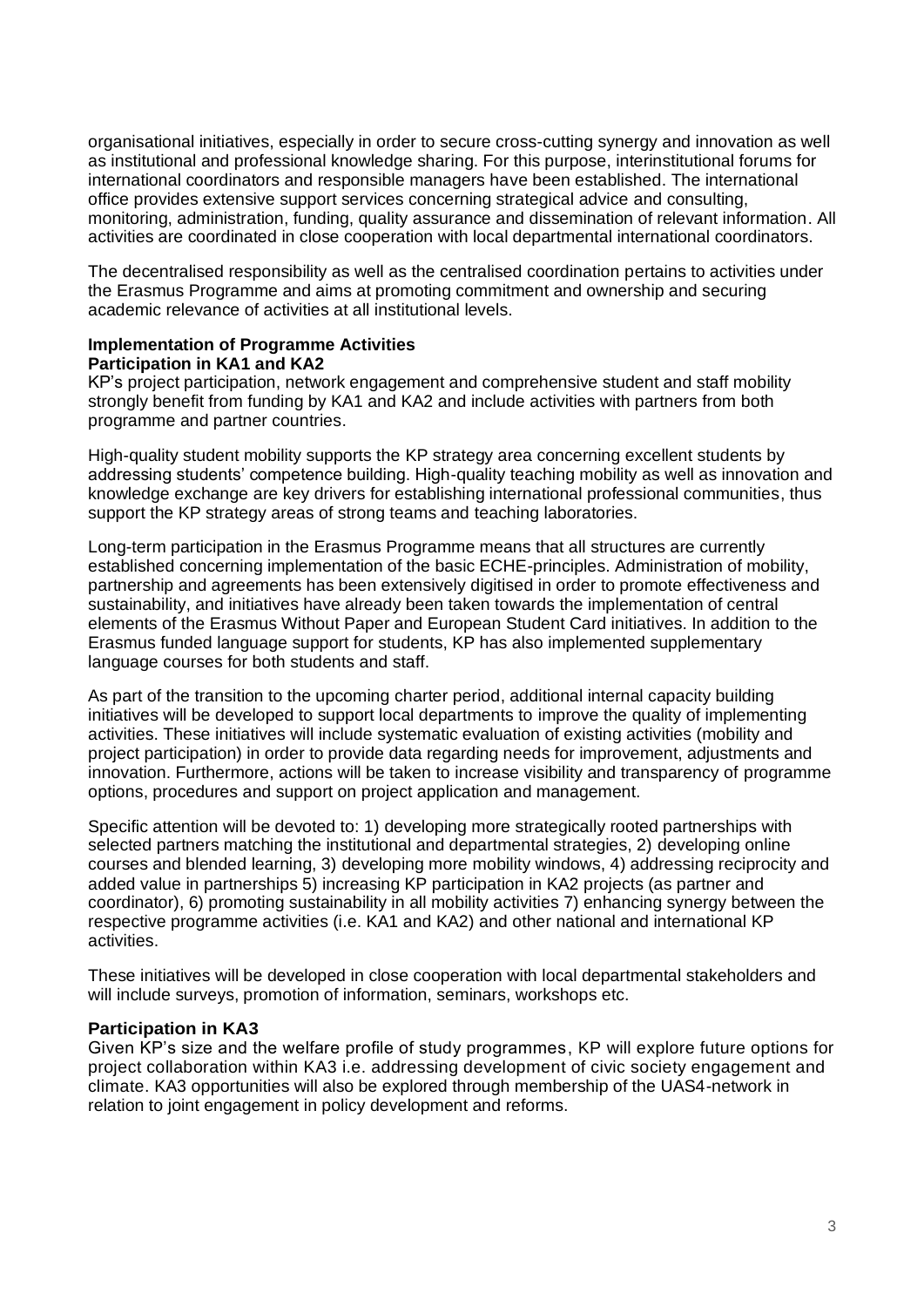organisational initiatives, especially in order to secure cross-cutting synergy and innovation as well as institutional and professional knowledge sharing. For this purpose, interinstitutional forums for international coordinators and responsible managers have been established. The international office provides extensive support services concerning strategical advice and consulting, monitoring, administration, funding, quality assurance and dissemination of relevant information. All activities are coordinated in close cooperation with local departmental international coordinators.

The decentralised responsibility as well as the centralised coordination pertains to activities under the Erasmus Programme and aims at promoting commitment and ownership and securing academic relevance of activities at all institutional levels.

**Implementation of Programme Activities**
**Participation in KA1 and KA2**
KP's project participation, network engagement and comprehensive student and staff mobility strongly benefit from funding by KA1 and KA2 and include activities with partners from both programme and partner countries.

High-quality student mobility supports the KP strategy area concerning excellent students by addressing students' competence building. High-quality teaching mobility as well as innovation and knowledge exchange are key drivers for establishing international professional communities, thus support the KP strategy areas of strong teams and teaching laboratories.

Long-term participation in the Erasmus Programme means that all structures are currently established concerning implementation of the basic ECHE-principles. Administration of mobility, partnership and agreements has been extensively digitised in order to promote effectiveness and sustainability, and initiatives have already been taken towards the implementation of central elements of the Erasmus Without Paper and European Student Card initiatives. In addition to the Erasmus funded language support for students, KP has also implemented supplementary language courses for both students and staff.

As part of the transition to the upcoming charter period, additional internal capacity building initiatives will be developed to support local departments to improve the quality of implementing activities. These initiatives will include systematic evaluation of existing activities (mobility and project participation) in order to provide data regarding needs for improvement, adjustments and innovation. Furthermore, actions will be taken to increase visibility and transparency of programme options, procedures and support on project application and management.

Specific attention will be devoted to: 1) developing more strategically rooted partnerships with selected partners matching the institutional and departmental strategies, 2) developing online courses and blended learning, 3) developing more mobility windows, 4) addressing reciprocity and added value in partnerships 5) increasing KP participation in KA2 projects (as partner and coordinator), 6) promoting sustainability in all mobility activities 7) enhancing synergy between the respective programme activities (i.e. KA1 and KA2) and other national and international KP activities.

These initiatives will be developed in close cooperation with local departmental stakeholders and will include surveys, promotion of information, seminars, workshops etc.

**Participation in KA3**
Given KP's size and the welfare profile of study programmes, KP will explore future options for project collaboration within KA3 i.e. addressing development of civic society engagement and climate. KA3 opportunities will also be explored through membership of the UAS4-network in relation to joint engagement in policy development and reforms.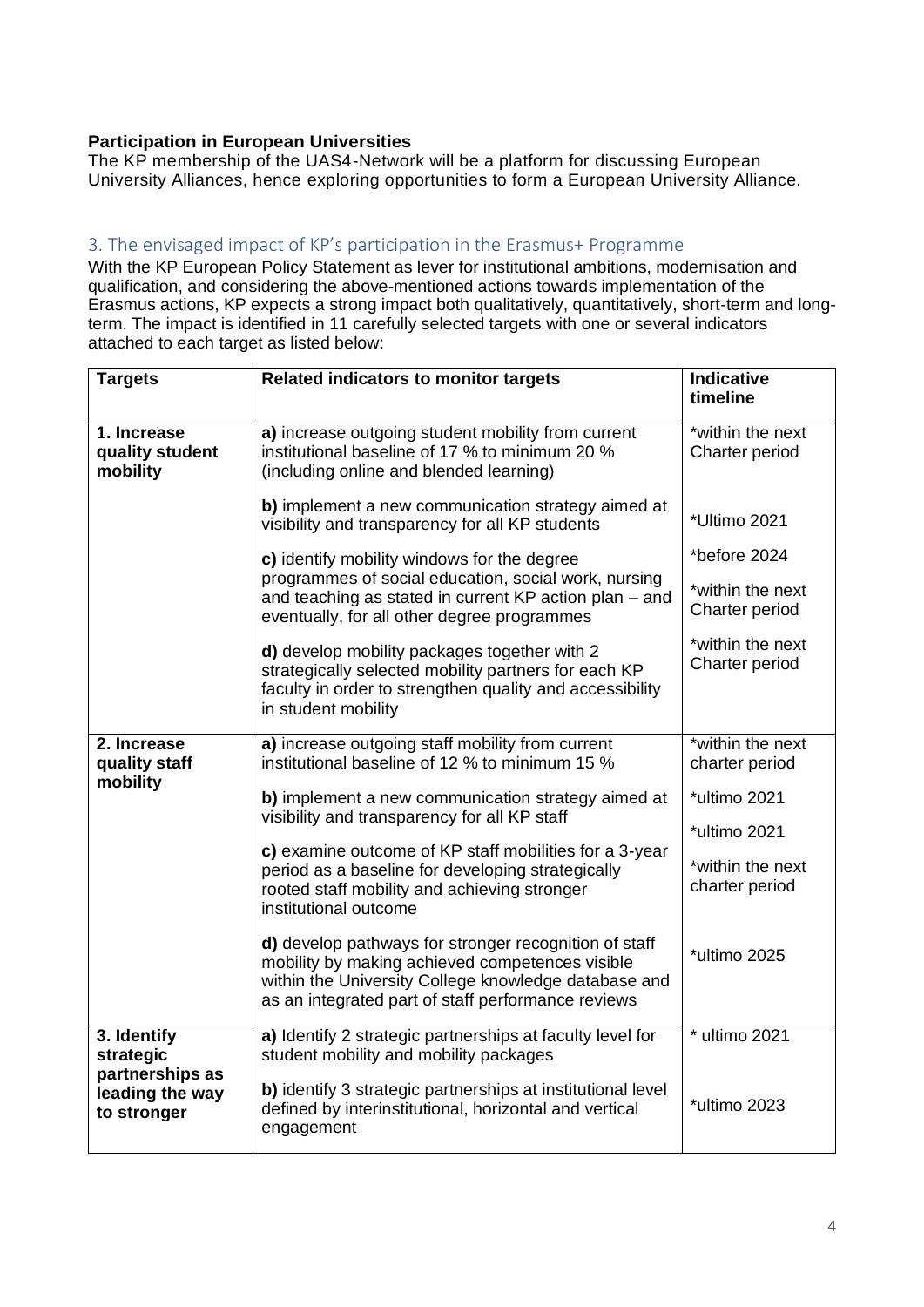**Participation in European Universities**

The KP membership of the UAS4-Network will be a platform for discussing European University Alliances, hence exploring opportunities to form a European University Alliance.

## 3. The envisaged impact of KP's participation in the Erasmus+ Programme

With the KP European Policy Statement as lever for institutional ambitions, modernisation and qualification, and considering the above-mentioned actions towards implementation of the Erasmus actions, KP expects a strong impact both qualitatively, quantitatively, short-term and long-term. The impact is identified in 11 carefully selected targets with one or several indicators attached to each target as listed below:

| Targets | Related indicators to monitor targets | Indicative timeline |
|---|---|---|
| **1. Increase quality student mobility** | **a)** increase outgoing student mobility from current institutional baseline of 17 % to minimum 20 % (including online and blended learning) | *within the next Charter period |
| | **b)** implement a new communication strategy aimed at visibility and transparency for all KP students | *Ultimo 2021 |
| | **c)** identify mobility windows for the degree programmes of social education, social work, nursing and teaching as stated in current KP action plan – and eventually, for all other degree programmes | *before 2024<br>*within the next Charter period |
| | **d)** develop mobility packages together with 2 strategically selected mobility partners for each KP faculty in order to strengthen quality and accessibility in student mobility | *within the next Charter period |
| **2. Increase quality staff mobility** | **a)** increase outgoing staff mobility from current institutional baseline of 12 % to minimum 15 % | *within the next charter period |
| | **b)** implement a new communication strategy aimed at visibility and transparency for all KP staff | *ultimo 2021 |
| | **c)** examine outcome of KP staff mobilities for a 3-year period as a baseline for developing strategically rooted staff mobility and achieving stronger institutional outcome | *ultimo 2021<br>*within the next charter period |
| | **d)** develop pathways for stronger recognition of staff mobility by making achieved competences visible within the University College knowledge database and as an integrated part of staff performance reviews | *ultimo 2025 |
| **3. Identify strategic partnerships as leading the way to stronger** | **a)** Identify 2 strategic partnerships at faculty level for student mobility and mobility packages | * ultimo 2021 |
| | **b)** identify 3 strategic partnerships at institutional level defined by interinstitutional, horizontal and vertical engagement | *ultimo 2023 |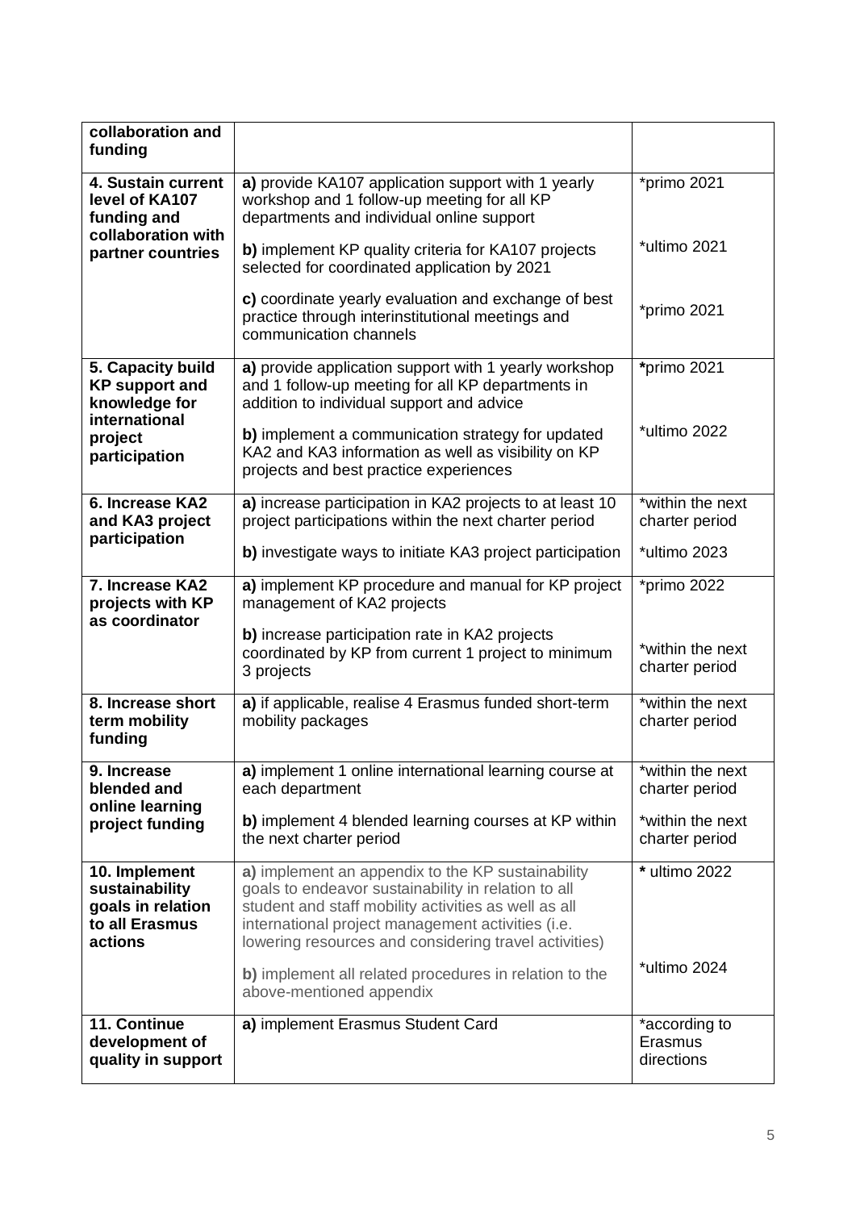| collaboration and funding | | |
|---|---|---|
| **4. Sustain current level of KA107 funding and collaboration with partner countries** | **a)** provide KA107 application support with 1 yearly workshop and 1 follow-up meeting for all KP departments and individual online support<br><br>**b)** implement KP quality criteria for KA107 projects selected for coordinated application by 2021<br><br>**c)** coordinate yearly evaluation and exchange of best practice through interinstitutional meetings and communication channels | *primo 2021<br><br>*ultimo 2021<br><br>*primo 2021 |
| **5. Capacity build KP support and knowledge for international project participation** | **a)** provide application support with 1 yearly workshop and 1 follow-up meeting for all KP departments in addition to individual support and advice<br><br>**b)** implement a communication strategy for updated KA2 and KA3 information as well as visibility on KP projects and best practice experiences | ***primo 2021**<br><br>*ultimo 2022 |
| **6. Increase KA2 and KA3 project participation** | **a)** increase participation in KA2 projects to at least 10 project participations within the next charter period<br><br>**b)** investigate ways to initiate KA3 project participation | *within the next charter period<br><br>*ultimo 2023 |
| **7. Increase KA2 projects with KP as coordinator** | **a)** implement KP procedure and manual for KP project management of KA2 projects<br><br>**b)** increase participation rate in KA2 projects coordinated by KP from current 1 project to minimum 3 projects | *primo 2022<br><br>*within the next charter period |
| **8. Increase short term mobility funding** | **a)** if applicable, realise 4 Erasmus funded short-term mobility packages | *within the next charter period |
| **9. Increase blended and online learning project funding** | **a)** implement 1 online international learning course at each department<br><br>**b)** implement 4 blended learning courses at KP within the next charter period | *within the next charter period<br><br>*within the next charter period |
| **10. Implement sustainability goals in relation to all Erasmus actions** | **a)** implement an appendix to the KP sustainability goals to endeavor sustainability in relation to all student and staff mobility activities as well as all international project management activities (i.e. lowering resources and considering travel activities)<br><br>**b)** implement all related procedures in relation to the above-mentioned appendix | * ultimo 2022<br><br>*ultimo 2024 |
| **11. Continue development of quality in support** | **a)** implement Erasmus Student Card | *according to Erasmus directions |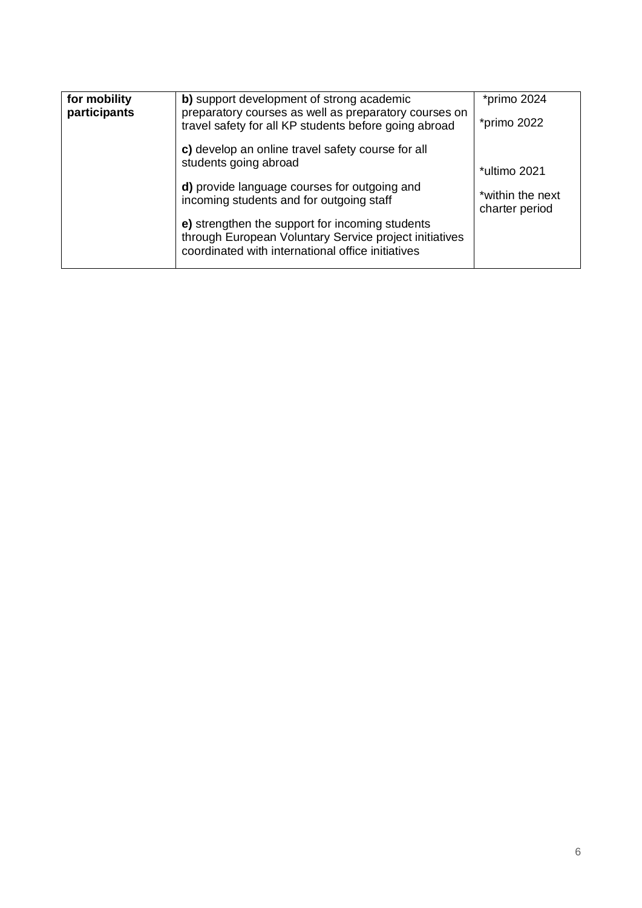| | | |
|---|---|---|
| **for mobility participants** | **b)** support development of strong academic preparatory courses as well as preparatory courses on travel safety for all KP students before going abroad<br><br>**c)** develop an online travel safety course for all students going abroad<br><br>**d)** provide language courses for outgoing and incoming students and for outgoing staff<br><br>**e)** strengthen the support for incoming students through European Voluntary Service project initiatives coordinated with international office initiatives | *primo 2024<br><br>*primo 2022<br><br>*ultimo 2021<br><br>*within the next charter period |